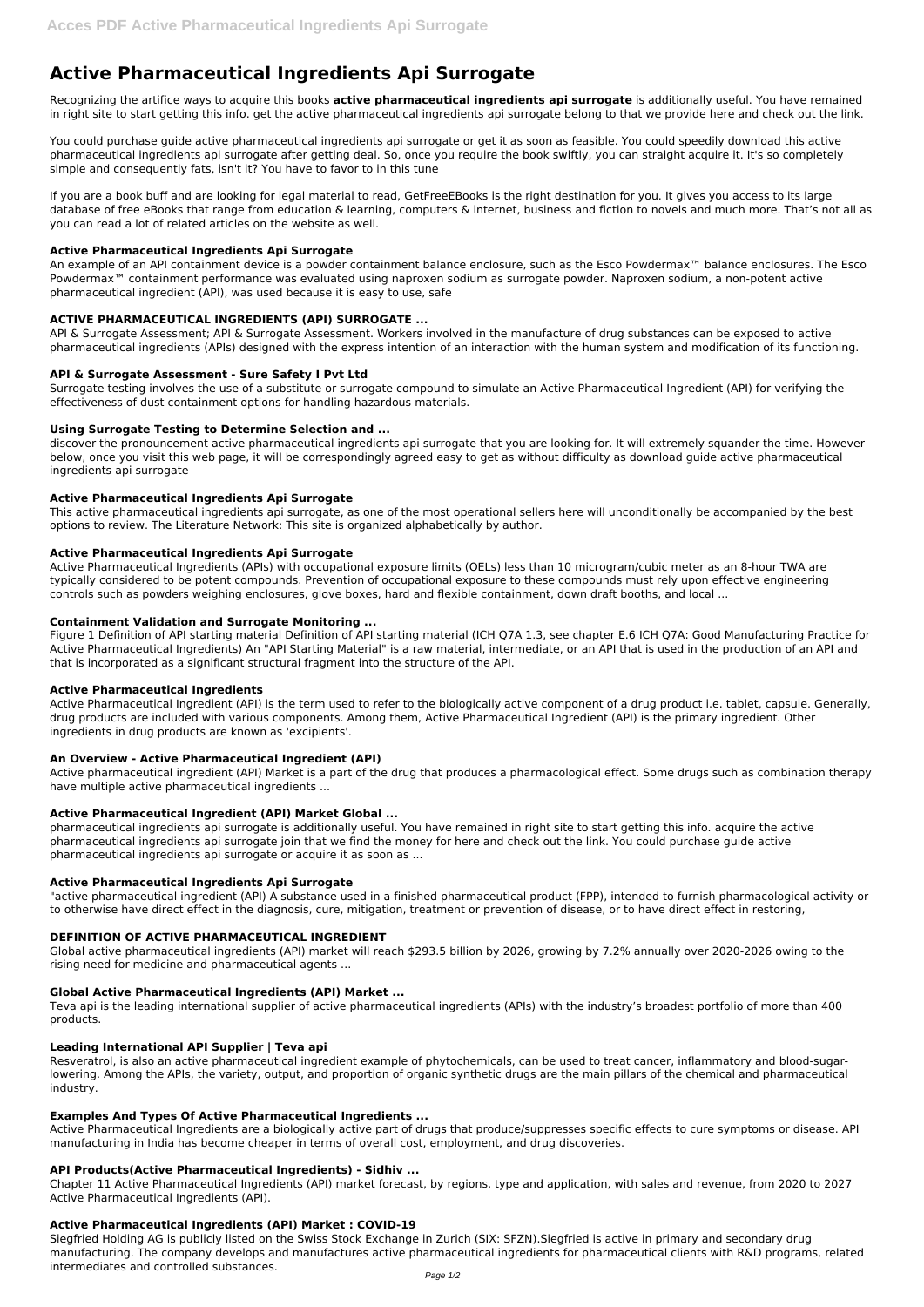# Active Pharmaceutical Ingredients Api Surrogate

Recognizing the artifice ways to acquire this books **active pharmaceutical ingredients api surrogate** is additionally useful. You have remained in right site to start getting this info. get the active pharmaceutical ingredients api surrogate belong to that we provide here and check out the link.

You could purchase guide active pharmaceutical ingredients api surrogate or get it as soon as feasible. You could speedily download this active pharmaceutical ingredients api surrogate after getting deal. So, once you require the book swiftly, you can straight acquire it. It's so completely simple and consequently fats, isn't it? You have to favor to in this tune

If you are a book buff and are looking for legal material to read, GetFreeEBooks is the right destination for you. It gives you access to its large database of free eBooks that range from education & learning, computers & internet, business and fiction to novels and much more. That's not all as you can read a lot of related articles on the website as well.

### Active Pharmaceutical Ingredients Api Surrogate

An example of an API containment device is a powder containment balance enclosure, such as the Esco Powdermax™ balance enclosures. The Esco Powdermax™ containment performance was evaluated using naproxen sodium as surrogate powder. Naproxen sodium, a non-potent active pharmaceutical ingredient (API), was used because it is easy to use, safe

### ACTIVE PHARMACEUTICAL INGREDIENTS (API) SURROGATE ...

API & Surrogate Assessment; API & Surrogate Assessment. Workers involved in the manufacture of drug substances can be exposed to active pharmaceutical ingredients (APIs) designed with the express intention of an interaction with the human system and modification of its functioning.

### API & Surrogate Assessment - Sure Safety I Pvt Ltd

Surrogate testing involves the use of a substitute or surrogate compound to simulate an Active Pharmaceutical Ingredient (API) for verifying the effectiveness of dust containment options for handling hazardous materials.

### Using Surrogate Testing to Determine Selection and ...

discover the pronouncement active pharmaceutical ingredients api surrogate that you are looking for. It will extremely squander the time. However below, once you visit this web page, it will be correspondingly agreed easy to get as without difficulty as download guide active pharmaceutical ingredients api surrogate

### Active Pharmaceutical Ingredients Api Surrogate

This active pharmaceutical ingredients api surrogate, as one of the most operational sellers here will unconditionally be accompanied by the best options to review. The Literature Network: This site is organized alphabetically by author.

### Active Pharmaceutical Ingredients Api Surrogate

Active Pharmaceutical Ingredients (APIs) with occupational exposure limits (OELs) less than 10 microgram/cubic meter as an 8-hour TWA are typically considered to be potent compounds. Prevention of occupational exposure to these compounds must rely upon effective engineering controls such as powders weighing enclosures, glove boxes, hard and flexible containment, down draft booths, and local ...

### Containment Validation and Surrogate Monitoring ...

Figure 1 Definition of API starting material Definition of API starting material (ICH Q7A 1.3, see chapter E.6 ICH Q7A: Good Manufacturing Practice for Active Pharmaceutical Ingredients) An "API Starting Material" is a raw material, intermediate, or an API that is used in the production of an API and that is incorporated as a significant structural fragment into the structure of the API.

### Active Pharmaceutical Ingredients

Active Pharmaceutical Ingredient (API) is the term used to refer to the biologically active component of a drug product i.e. tablet, capsule. Generally, drug products are included with various components. Among them, Active Pharmaceutical Ingredient (API) is the primary ingredient. Other ingredients in drug products are known as 'excipients'.

### An Overview - Active Pharmaceutical Ingredient (API)

Active pharmaceutical ingredient (API) Market is a part of the drug that produces a pharmacological effect. Some drugs such as combination therapy have multiple active pharmaceutical ingredients ...

### Active Pharmaceutical Ingredient (API) Market Global ...

pharmaceutical ingredients api surrogate is additionally useful. You have remained in right site to start getting this info. acquire the active pharmaceutical ingredients api surrogate join that we find the money for here and check out the link. You could purchase guide active pharmaceutical ingredients api surrogate or acquire it as soon as ...

### Active Pharmaceutical Ingredients Api Surrogate

"active pharmaceutical ingredient (API) A substance used in a finished pharmaceutical product (FPP), intended to furnish pharmacological activity or to otherwise have direct effect in the diagnosis, cure, mitigation, treatment or prevention of disease, or to have direct effect in restoring,

### DEFINITION OF ACTIVE PHARMACEUTICAL INGREDIENT

Global active pharmaceutical ingredients (API) market will reach $293.5 billion by 2026, growing by 7.2% annually over 2020-2026 owing to the rising need for medicine and pharmaceutical agents ...

### Global Active Pharmaceutical Ingredients (API) Market ...

Teva api is the leading international supplier of active pharmaceutical ingredients (APIs) with the industry's broadest portfolio of more than 400 products.

### Leading International API Supplier | Teva api

Resveratrol, is also an active pharmaceutical ingredient example of phytochemicals, can be used to treat cancer, inflammatory and blood-sugar-lowering. Among the APIs, the variety, output, and proportion of organic synthetic drugs are the main pillars of the chemical and pharmaceutical industry.

### Examples And Types Of Active Pharmaceutical Ingredients ...

Active Pharmaceutical Ingredients are a biologically active part of drugs that produce/suppresses specific effects to cure symptoms or disease. API manufacturing in India has become cheaper in terms of overall cost, employment, and drug discoveries.

### API Products(Active Pharmaceutical Ingredients) - Sidhiv ...

Chapter 11 Active Pharmaceutical Ingredients (API) market forecast, by regions, type and application, with sales and revenue, from 2020 to 2027 Active Pharmaceutical Ingredients (API).

### Active Pharmaceutical Ingredients (API) Market : COVID-19

Siegfried Holding AG is publicly listed on the Swiss Stock Exchange in Zurich (SIX: SFZN).Siegfried is active in primary and secondary drug manufacturing. The company develops and manufactures active pharmaceutical ingredients for pharmaceutical clients with R&D programs, related intermediates and controlled substances.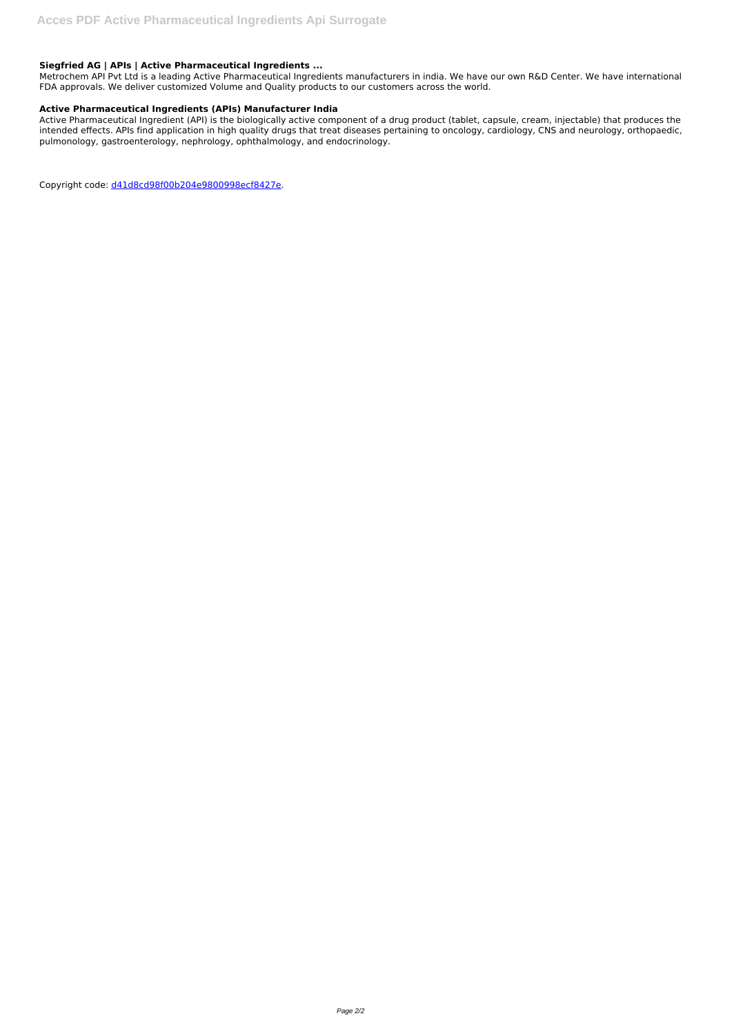### Siegfried AG | APIs | Active Pharmaceutical Ingredients ...

Metrochem API Pvt Ltd is a leading Active Pharmaceutical Ingredients manufacturers in india. We have our own R&D Center. We have international FDA approvals. We deliver customized Volume and Quality products to our customers across the world.

### Active Pharmaceutical Ingredients (APIs) Manufacturer India

Active Pharmaceutical Ingredient (API) is the biologically active component of a drug product (tablet, capsule, cream, injectable) that produces the intended effects. APIs find application in high quality drugs that treat diseases pertaining to oncology, cardiology, CNS and neurology, orthopaedic, pulmonology, gastroenterology, nephrology, ophthalmology, and endocrinology.

Copyright code: d41d8cd98f00b204e9800998ecf8427e.